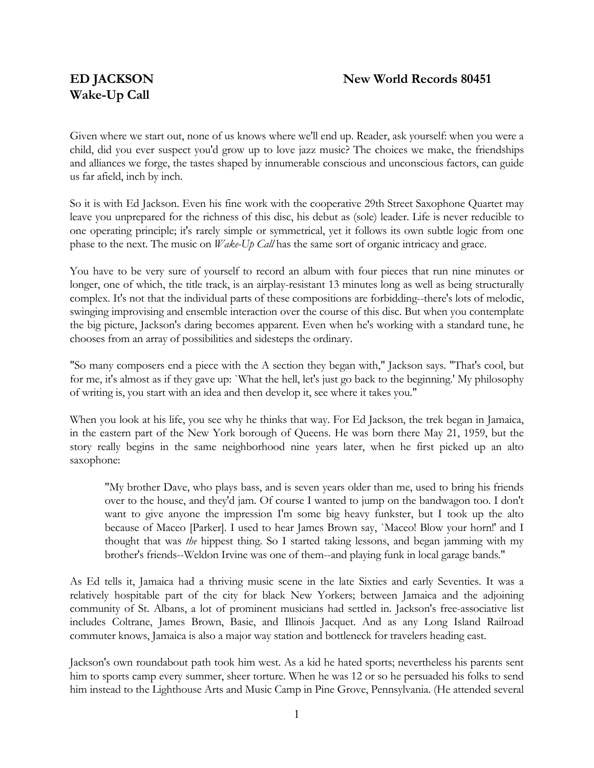**ED JACKSON** **New World Records 80451**
**Wake-Up Call**

Given where we start out, none of us knows where we'll end up. Reader, ask yourself: when you were a child, did you ever suspect you'd grow up to love jazz music? The choices we make, the friendships and alliances we forge, the tastes shaped by innumerable conscious and unconscious factors, can guide us far afield, inch by inch.

So it is with Ed Jackson. Even his fine work with the cooperative 29th Street Saxophone Quartet may leave you unprepared for the richness of this disc, his debut as (sole) leader. Life is never reducible to one operating principle; it's rarely simple or symmetrical, yet it follows its own subtle logic from one phase to the next. The music on *Wake-Up Call* has the same sort of organic intricacy and grace.

You have to be very sure of yourself to record an album with four pieces that run nine minutes or longer, one of which, the title track, is an airplay-resistant 13 minutes long as well as being structurally complex. It's not that the individual parts of these compositions are forbidding--there's lots of melodic, swinging improvising and ensemble interaction over the course of this disc. But when you contemplate the big picture, Jackson's daring becomes apparent. Even when he's working with a standard tune, he chooses from an array of possibilities and sidesteps the ordinary.

"So many composers end a piece with the A section they began with," Jackson says. "That's cool, but for me, it's almost as if they gave up: `What the hell, let's just go back to the beginning.' My philosophy of writing is, you start with an idea and then develop it, see where it takes you."

When you look at his life, you see why he thinks that way. For Ed Jackson, the trek began in Jamaica, in the eastern part of the New York borough of Queens. He was born there May 21, 1959, but the story really begins in the same neighborhood nine years later, when he first picked up an alto saxophone:

> "My brother Dave, who plays bass, and is seven years older than me, used to bring his friends over to the house, and they'd jam. Of course I wanted to jump on the bandwagon too. I don't want to give anyone the impression I'm some big heavy funkster, but I took up the alto because of Maceo [Parker]. I used to hear James Brown say, `Maceo! Blow your horn!' and I thought that was *the* hippest thing. So I started taking lessons, and began jamming with my brother's friends--Weldon Irvine was one of them--and playing funk in local garage bands."

As Ed tells it, Jamaica had a thriving music scene in the late Sixties and early Seventies. It was a relatively hospitable part of the city for black New Yorkers; between Jamaica and the adjoining community of St. Albans, a lot of prominent musicians had settled in. Jackson's free-associative list includes Coltrane, James Brown, Basie, and Illinois Jacquet. And as any Long Island Railroad commuter knows, Jamaica is also a major way station and bottleneck for travelers heading east.

Jackson's own roundabout path took him west. As a kid he hated sports; nevertheless his parents sent him to sports camp every summer, sheer torture. When he was 12 or so he persuaded his folks to send him instead to the Lighthouse Arts and Music Camp in Pine Grove, Pennsylvania. (He attended several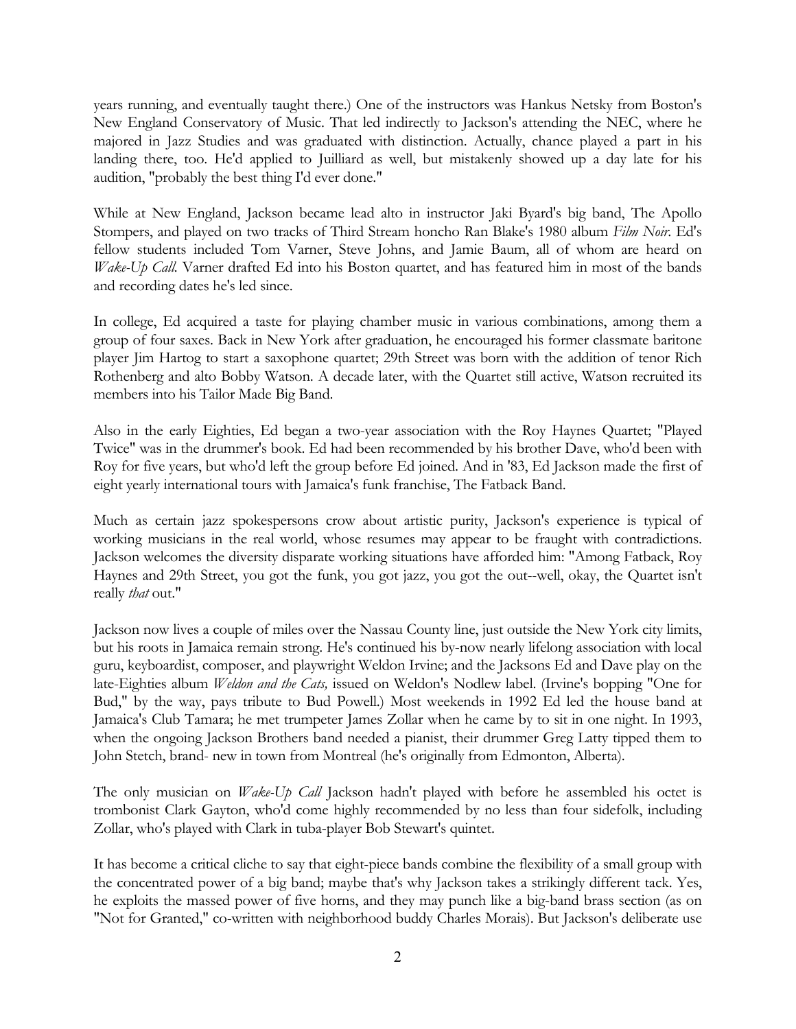years running, and eventually taught there.) One of the instructors was Hankus Netsky from Boston's New England Conservatory of Music. That led indirectly to Jackson's attending the NEC, where he majored in Jazz Studies and was graduated with distinction. Actually, chance played a part in his landing there, too. He'd applied to Juilliard as well, but mistakenly showed up a day late for his audition, "probably the best thing I'd ever done."

While at New England, Jackson became lead alto in instructor Jaki Byard's big band, The Apollo Stompers, and played on two tracks of Third Stream honcho Ran Blake's 1980 album *Film Noir*. Ed's fellow students included Tom Varner, Steve Johns, and Jamie Baum, all of whom are heard on *Wake-Up Call.* Varner drafted Ed into his Boston quartet, and has featured him in most of the bands and recording dates he's led since.

In college, Ed acquired a taste for playing chamber music in various combinations, among them a group of four saxes. Back in New York after graduation, he encouraged his former classmate baritone player Jim Hartog to start a saxophone quartet; 29th Street was born with the addition of tenor Rich Rothenberg and alto Bobby Watson. A decade later, with the Quartet still active, Watson recruited its members into his Tailor Made Big Band.

Also in the early Eighties, Ed began a two-year association with the Roy Haynes Quartet; "Played Twice" was in the drummer's book. Ed had been recommended by his brother Dave, who'd been with Roy for five years, but who'd left the group before Ed joined. And in '83, Ed Jackson made the first of eight yearly international tours with Jamaica's funk franchise, The Fatback Band.

Much as certain jazz spokespersons crow about artistic purity, Jackson's experience is typical of working musicians in the real world, whose resumes may appear to be fraught with contradictions. Jackson welcomes the diversity disparate working situations have afforded him: "Among Fatback, Roy Haynes and 29th Street, you got the funk, you got jazz, you got the out--well, okay, the Quartet isn't really *that* out."

Jackson now lives a couple of miles over the Nassau County line, just outside the New York city limits, but his roots in Jamaica remain strong. He's continued his by-now nearly lifelong association with local guru, keyboardist, composer, and playwright Weldon Irvine; and the Jacksons Ed and Dave play on the late-Eighties album *Weldon and the Cats,* issued on Weldon's Nodlew label. (Irvine's bopping "One for Bud," by the way, pays tribute to Bud Powell.) Most weekends in 1992 Ed led the house band at Jamaica's Club Tamara; he met trumpeter James Zollar when he came by to sit in one night. In 1993, when the ongoing Jackson Brothers band needed a pianist, their drummer Greg Latty tipped them to John Stetch, brand- new in town from Montreal (he's originally from Edmonton, Alberta).

The only musician on *Wake-Up Call* Jackson hadn't played with before he assembled his octet is trombonist Clark Gayton, who'd come highly recommended by no less than four sidefolk, including Zollar, who's played with Clark in tuba-player Bob Stewart's quintet.

It has become a critical cliche to say that eight-piece bands combine the flexibility of a small group with the concentrated power of a big band; maybe that's why Jackson takes a strikingly different tack. Yes, he exploits the massed power of five horns, and they may punch like a big-band brass section (as on "Not for Granted," co-written with neighborhood buddy Charles Morais). But Jackson's deliberate use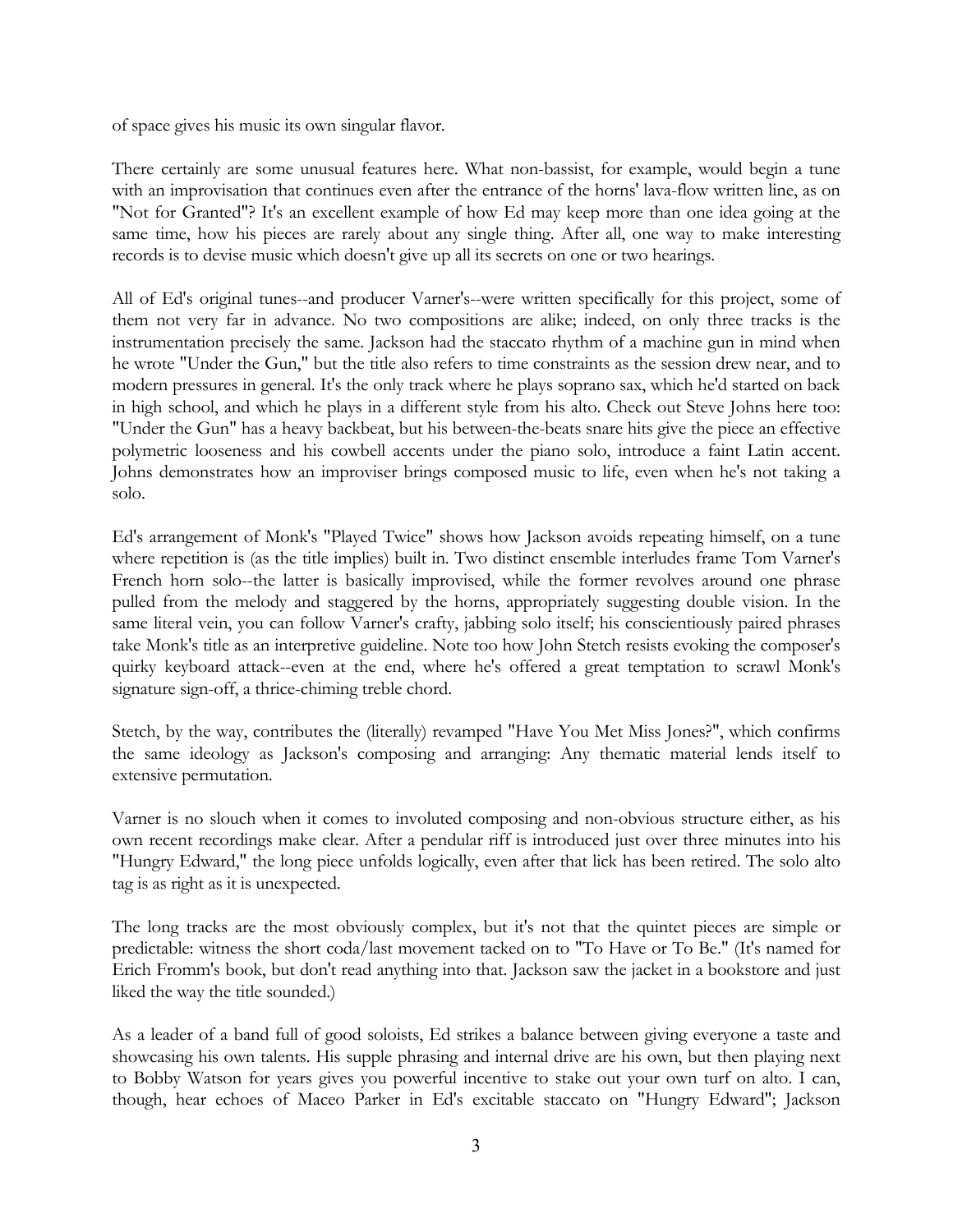of space gives his music its own singular flavor.

There certainly are some unusual features here. What non-bassist, for example, would begin a tune with an improvisation that continues even after the entrance of the horns' lava-flow written line, as on "Not for Granted"? It's an excellent example of how Ed may keep more than one idea going at the same time, how his pieces are rarely about any single thing. After all, one way to make interesting records is to devise music which doesn't give up all its secrets on one or two hearings.

All of Ed's original tunes--and producer Varner's--were written specifically for this project, some of them not very far in advance. No two compositions are alike; indeed, on only three tracks is the instrumentation precisely the same. Jackson had the staccato rhythm of a machine gun in mind when he wrote "Under the Gun," but the title also refers to time constraints as the session drew near, and to modern pressures in general. It's the only track where he plays soprano sax, which he'd started on back in high school, and which he plays in a different style from his alto. Check out Steve Johns here too: "Under the Gun" has a heavy backbeat, but his between-the-beats snare hits give the piece an effective polymetric looseness and his cowbell accents under the piano solo, introduce a faint Latin accent. Johns demonstrates how an improviser brings composed music to life, even when he's not taking a solo.

Ed's arrangement of Monk's "Played Twice" shows how Jackson avoids repeating himself, on a tune where repetition is (as the title implies) built in. Two distinct ensemble interludes frame Tom Varner's French horn solo--the latter is basically improvised, while the former revolves around one phrase pulled from the melody and staggered by the horns, appropriately suggesting double vision. In the same literal vein, you can follow Varner's crafty, jabbing solo itself; his conscientiously paired phrases take Monk's title as an interpretive guideline. Note too how John Stetch resists evoking the composer's quirky keyboard attack--even at the end, where he's offered a great temptation to scrawl Monk's signature sign-off, a thrice-chiming treble chord.

Stetch, by the way, contributes the (literally) revamped "Have You Met Miss Jones?", which confirms the same ideology as Jackson's composing and arranging: Any thematic material lends itself to extensive permutation.

Varner is no slouch when it comes to involuted composing and non-obvious structure either, as his own recent recordings make clear. After a pendular riff is introduced just over three minutes into his "Hungry Edward," the long piece unfolds logically, even after that lick has been retired. The solo alto tag is as right as it is unexpected.

The long tracks are the most obviously complex, but it's not that the quintet pieces are simple or predictable: witness the short coda/last movement tacked on to "To Have or To Be." (It's named for Erich Fromm's book, but don't read anything into that. Jackson saw the jacket in a bookstore and just liked the way the title sounded.)

As a leader of a band full of good soloists, Ed strikes a balance between giving everyone a taste and showcasing his own talents. His supple phrasing and internal drive are his own, but then playing next to Bobby Watson for years gives you powerful incentive to stake out your own turf on alto. I can, though, hear echoes of Maceo Parker in Ed's excitable staccato on "Hungry Edward"; Jackson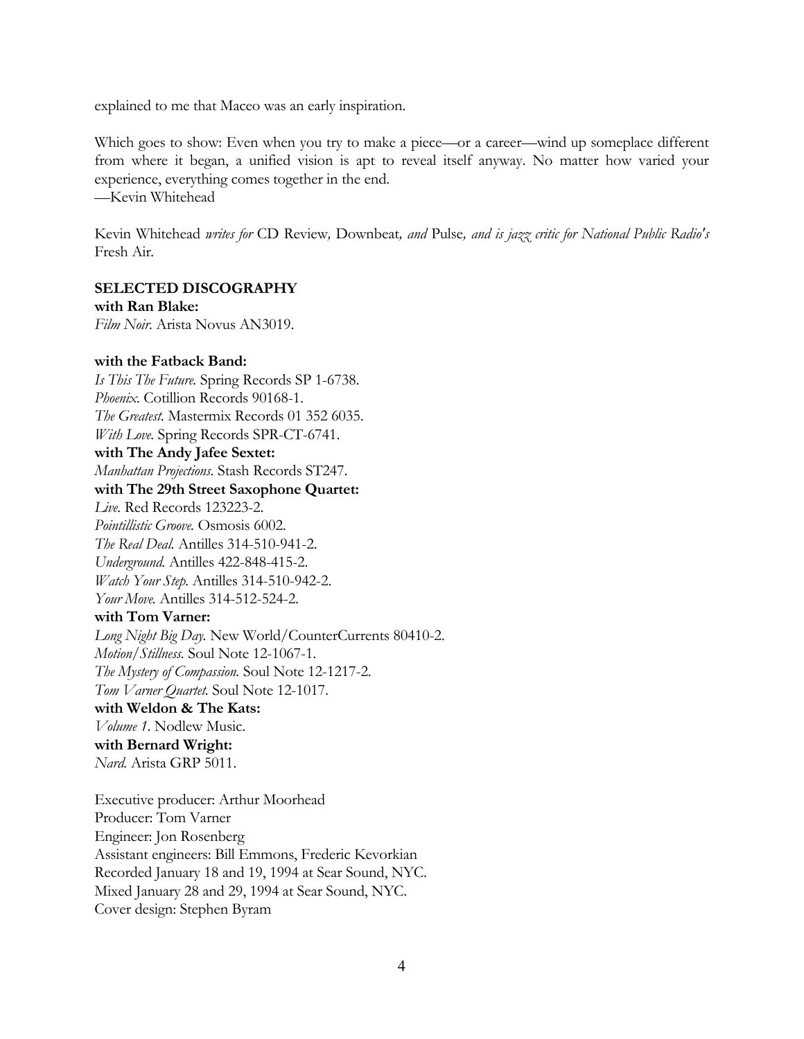explained to me that Maceo was an early inspiration.

Which goes to show: Even when you try to make a piece—or a career—wind up someplace different from where it began, a unified vision is apt to reveal itself anyway. No matter how varied your experience, everything comes together in the end.
—Kevin Whitehead

Kevin Whitehead *writes for* CD Review*,* Downbeat*, and* Pulse*, and is jazz critic for National Public Radio's* Fresh Air.

**SELECTED DISCOGRAPHY**

**with Ran Blake:**
*Film Noir.* Arista Novus AN3019.

**with the Fatback Band:**
*Is This The Future.* Spring Records SP 1-6738.
*Phoenix.* Cotillion Records 90168-1.
*The Greatest.* Mastermix Records 01 352 6035.
*With Love.* Spring Records SPR-CT-6741.

**with The Andy Jafee Sextet:**
*Manhattan Projections.* Stash Records ST247.

**with The 29th Street Saxophone Quartet:**
*Live.* Red Records 123223-2.
*Pointillistic Groove.* Osmosis 6002.
*The Real Deal.* Antilles 314-510-941-2.
*Underground.* Antilles 422-848-415-2.
*Watch Your Step.* Antilles 314-510-942-2.
*Your Move.* Antilles 314-512-524-2.

**with Tom Varner:**
*Long Night Big Day.* New World/CounterCurrents 80410-2.
*Motion/Stillness.* Soul Note 12-1067-1.
*The Mystery of Compassion.* Soul Note 12-1217-2.
*Tom Varner Quartet.* Soul Note 12-1017.

**with Weldon & The Kats:**
*Volume 1.* Nodlew Music.

**with Bernard Wright:**
*Nard.* Arista GRP 5011.

Executive producer: Arthur Moorhead
Producer: Tom Varner
Engineer: Jon Rosenberg
Assistant engineers: Bill Emmons, Frederic Kevorkian
Recorded January 18 and 19, 1994 at Sear Sound, NYC.
Mixed January 28 and 29, 1994 at Sear Sound, NYC.
Cover design: Stephen Byram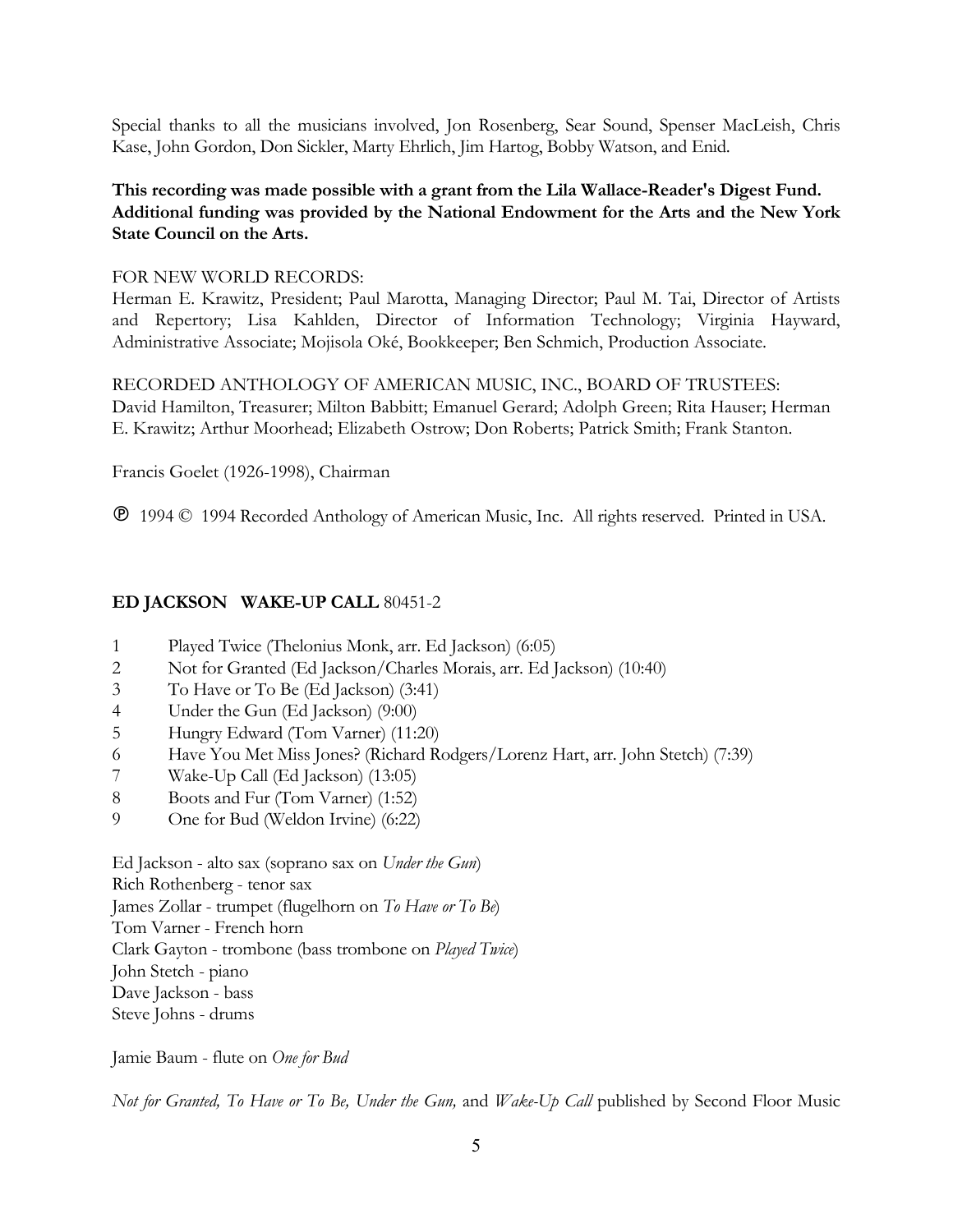Special thanks to all the musicians involved, Jon Rosenberg, Sear Sound, Spenser MacLeish, Chris Kase, John Gordon, Don Sickler, Marty Ehrlich, Jim Hartog, Bobby Watson, and Enid.

**This recording was made possible with a grant from the Lila Wallace-Reader's Digest Fund. Additional funding was provided by the National Endowment for the Arts and the New York State Council on the Arts.**

FOR NEW WORLD RECORDS:
Herman E. Krawitz, President; Paul Marotta, Managing Director; Paul M. Tai, Director of Artists and Repertory; Lisa Kahlden, Director of Information Technology; Virginia Hayward, Administrative Associate; Mojisola Oké, Bookkeeper; Ben Schmich, Production Associate.

RECORDED ANTHOLOGY OF AMERICAN MUSIC, INC., BOARD OF TRUSTEES:
David Hamilton, Treasurer; Milton Babbitt; Emanuel Gerard; Adolph Green; Rita Hauser; Herman E. Krawitz; Arthur Moorhead; Elizabeth Ostrow; Don Roberts; Patrick Smith; Frank Stanton.

Francis Goelet (1926-1998), Chairman

℗ 1994 © 1994 Recorded Anthology of American Music, Inc. All rights reserved. Printed in USA.

**ED JACKSON WAKE-UP CALL** 80451-2

1 Played Twice (Thelonius Monk, arr. Ed Jackson) (6:05)
2 Not for Granted (Ed Jackson/Charles Morais, arr. Ed Jackson) (10:40)
3 To Have or To Be (Ed Jackson) (3:41)
4 Under the Gun (Ed Jackson) (9:00)
5 Hungry Edward (Tom Varner) (11:20)
6 Have You Met Miss Jones? (Richard Rodgers/Lorenz Hart, arr. John Stetch) (7:39)
7 Wake-Up Call (Ed Jackson) (13:05)
8 Boots and Fur (Tom Varner) (1:52)
9 One for Bud (Weldon Irvine) (6:22)

Ed Jackson - alto sax (soprano sax on *Under the Gun*)
Rich Rothenberg - tenor sax
James Zollar - trumpet (flugelhorn on *To Have or To Be*)
Tom Varner - French horn
Clark Gayton - trombone (bass trombone on *Played Twice*)
John Stetch - piano
Dave Jackson - bass
Steve Johns - drums

Jamie Baum - flute on *One for Bud*

*Not for Granted, To Have or To Be, Under the Gun,* and *Wake-Up Call* published by Second Floor Music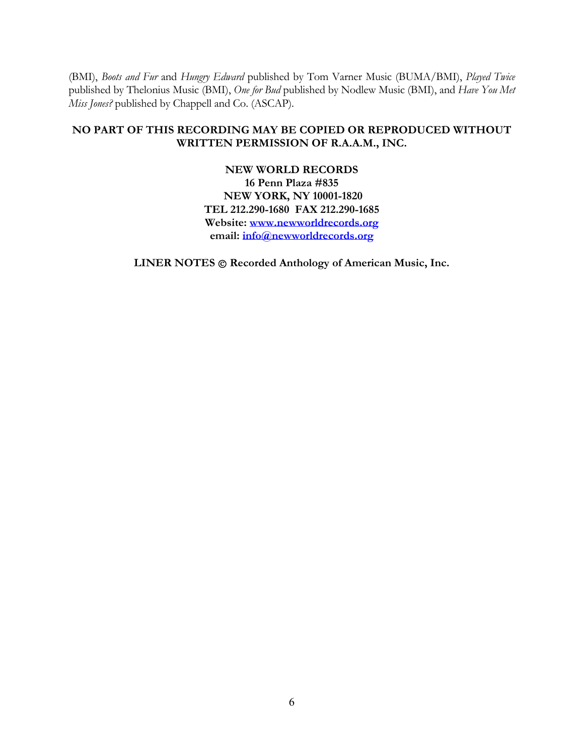(BMI), *Boots and Fur* and *Hungry Edward* published by Tom Varner Music (BUMA/BMI), *Played Twice* published by Thelonius Music (BMI), *One for Bud* published by Nodlew Music (BMI), and *Have You Met Miss Jones?* published by Chappell and Co. (ASCAP).

**NO PART OF THIS RECORDING MAY BE COPIED OR REPRODUCED WITHOUT WRITTEN PERMISSION OF R.A.A.M., INC.**

**NEW WORLD RECORDS**
**16 Penn Plaza #835**
**NEW YORK, NY 10001-1820**
**TEL 212.290-1680 FAX 212.290-1685**
**Website: [www.newworldrecords.org](http://www.newworldrecords.org)**
**email: [info@newworldrecords.org](mailto:info@newworldrecords.org)**

**LINER NOTES © Recorded Anthology of American Music, Inc.**